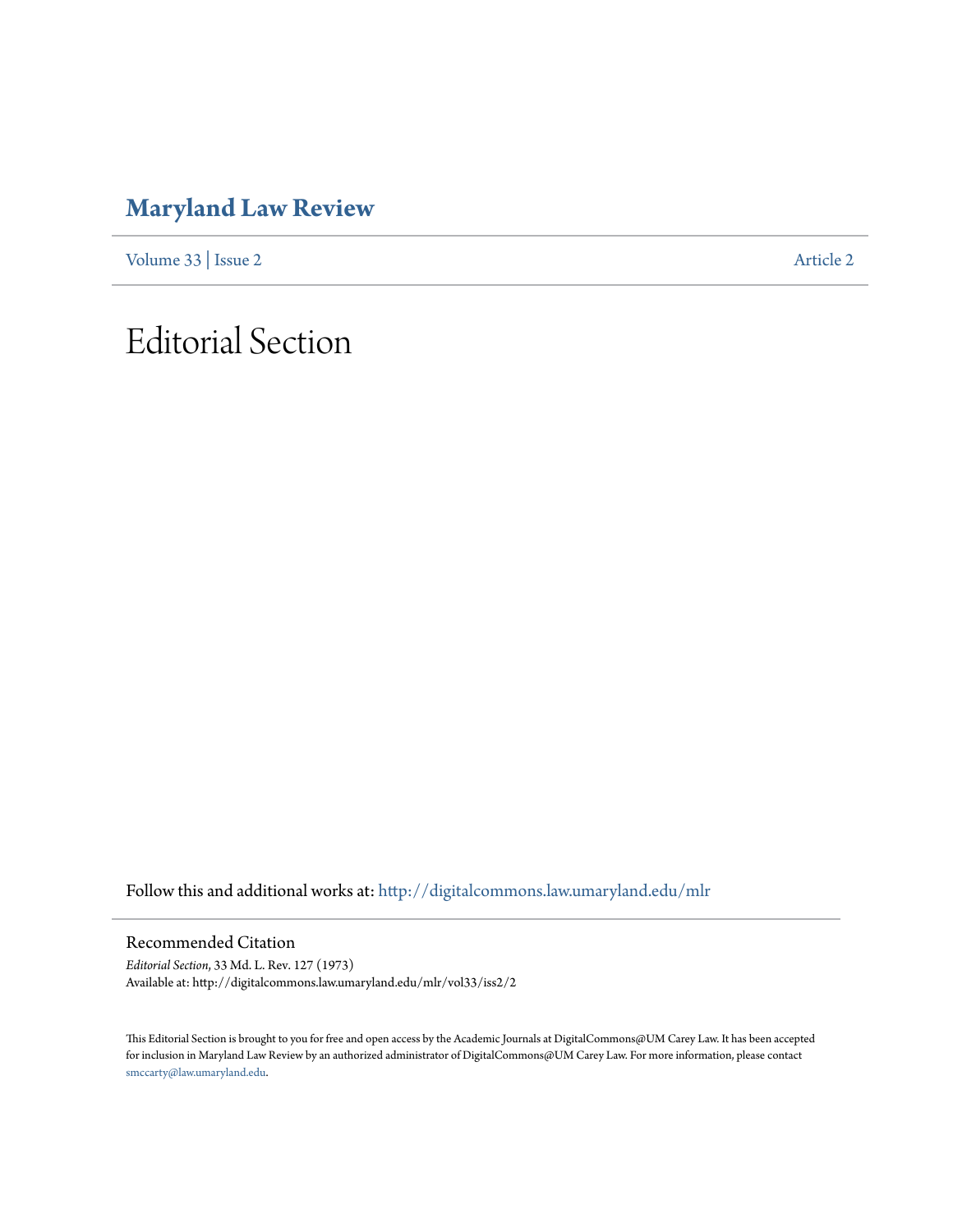# Maryland Law Review

Volume 33 | Issue 2 Article 2

# Editorial Section

Follow this and additional works at: http://digitalcommons.law.umaryland.edu/mlr

Recommended Citation

*Editorial Section*, 33 Md. L. Rev. 127 (1973)
Available at: http://digitalcommons.law.umaryland.edu/mlr/vol33/iss2/2

This Editorial Section is brought to you for free and open access by the Academic Journals at DigitalCommons@UM Carey Law. It has been accepted for inclusion in Maryland Law Review by an authorized administrator of DigitalCommons@UM Carey Law. For more information, please contact smccarty@law.umaryland.edu.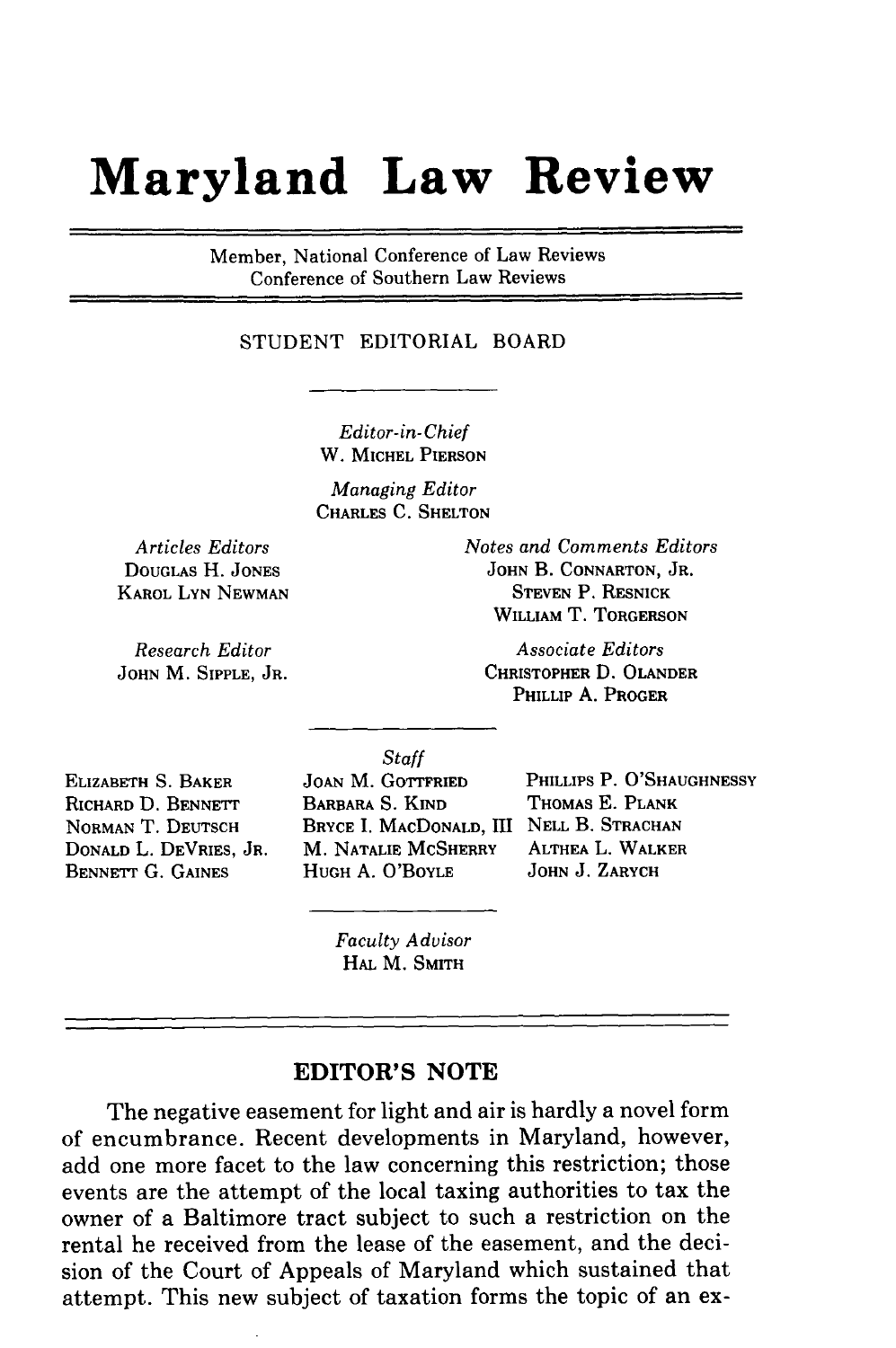# Maryland Law Review

Member, National Conference of Law Reviews
Conference of Southern Law Reviews

STUDENT EDITORIAL BOARD

*Editor-in-Chief*
W. MICHEL PIERSON

*Managing Editor*
CHARLES C. SHELTON

*Articles Editors*
DOUGLAS H. JONES
KAROL LYN NEWMAN

*Notes and Comments Editors*
JOHN B. CONNARTON, JR.
STEVEN P. RESNICK
WILLIAM T. TORGERSON

*Research Editor*
JOHN M. SIPPLE, JR.

*Associate Editors*
CHRISTOPHER D. OLANDER
PHILLIP A. PROGER

*Staff*

ELIZABETH S. BAKER
RICHARD D. BENNETT
NORMAN T. DEUTSCH
DONALD L. DEVRIES, JR.
BENNETT G. GAINES
JOAN M. GOTTFRIED
BARBARA S. KIND
BRYCE I. MACDONALD, III
M. NATALIE MCSHERRY
HUGH A. O'BOYLE
PHILLIPS P. O'SHAUGHNESSY
THOMAS E. PLANK
NELL B. STRACHAN
ALTHEA L. WALKER
JOHN J. ZARYCH

*Faculty Advisor*
HAL M. SMITH

## EDITOR'S NOTE

The negative easement for light and air is hardly a novel form of encumbrance. Recent developments in Maryland, however, add one more facet to the law concerning this restriction; those events are the attempt of the local taxing authorities to tax the owner of a Baltimore tract subject to such a restriction on the rental he received from the lease of the easement, and the decision of the Court of Appeals of Maryland which sustained that attempt. This new subject of taxation forms the topic of an ex-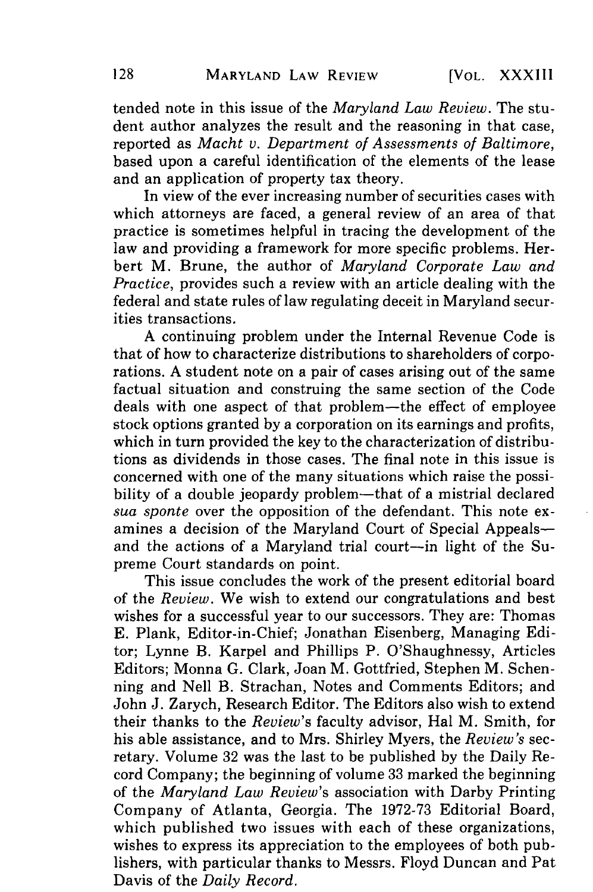tended note in this issue of the *Maryland Law Review*. The student author analyzes the result and the reasoning in that case, reported as *Macht v. Department of Assessments of Baltimore*, based upon a careful identification of the elements of the lease and an application of property tax theory.

In view of the ever increasing number of securities cases with which attorneys are faced, a general review of an area of that practice is sometimes helpful in tracing the development of the law and providing a framework for more specific problems. Herbert M. Brune, the author of *Maryland Corporate Law and Practice*, provides such a review with an article dealing with the federal and state rules of law regulating deceit in Maryland securities transactions.

A continuing problem under the Internal Revenue Code is that of how to characterize distributions to shareholders of corporations. A student note on a pair of cases arising out of the same factual situation and construing the same section of the Code deals with one aspect of that problem—the effect of employee stock options granted by a corporation on its earnings and profits, which in turn provided the key to the characterization of distributions as dividends in those cases. The final note in this issue is concerned with one of the many situations which raise the possibility of a double jeopardy problem—that of a mistrial declared *sua sponte* over the opposition of the defendant. This note examines a decision of the Maryland Court of Special Appeals—and the actions of a Maryland trial court—in light of the Supreme Court standards on point.

This issue concludes the work of the present editorial board of the *Review*. We wish to extend our congratulations and best wishes for a successful year to our successors. They are: Thomas E. Plank, Editor-in-Chief; Jonathan Eisenberg, Managing Editor; Lynne B. Karpel and Phillips P. O'Shaughnessy, Articles Editors; Monna G. Clark, Joan M. Gottfried, Stephen M. Schenning and Nell B. Strachan, Notes and Comments Editors; and John J. Zarych, Research Editor. The Editors also wish to extend their thanks to the *Review*'s faculty advisor, Hal M. Smith, for his able assistance, and to Mrs. Shirley Myers, the *Review's* secretary. Volume 32 was the last to be published by the Daily Record Company; the beginning of volume 33 marked the beginning of the *Maryland Law Review*'s association with Darby Printing Company of Atlanta, Georgia. The 1972-73 Editorial Board, which published two issues with each of these organizations, wishes to express its appreciation to the employees of both publishers, with particular thanks to Messrs. Floyd Duncan and Pat Davis of the *Daily Record*.